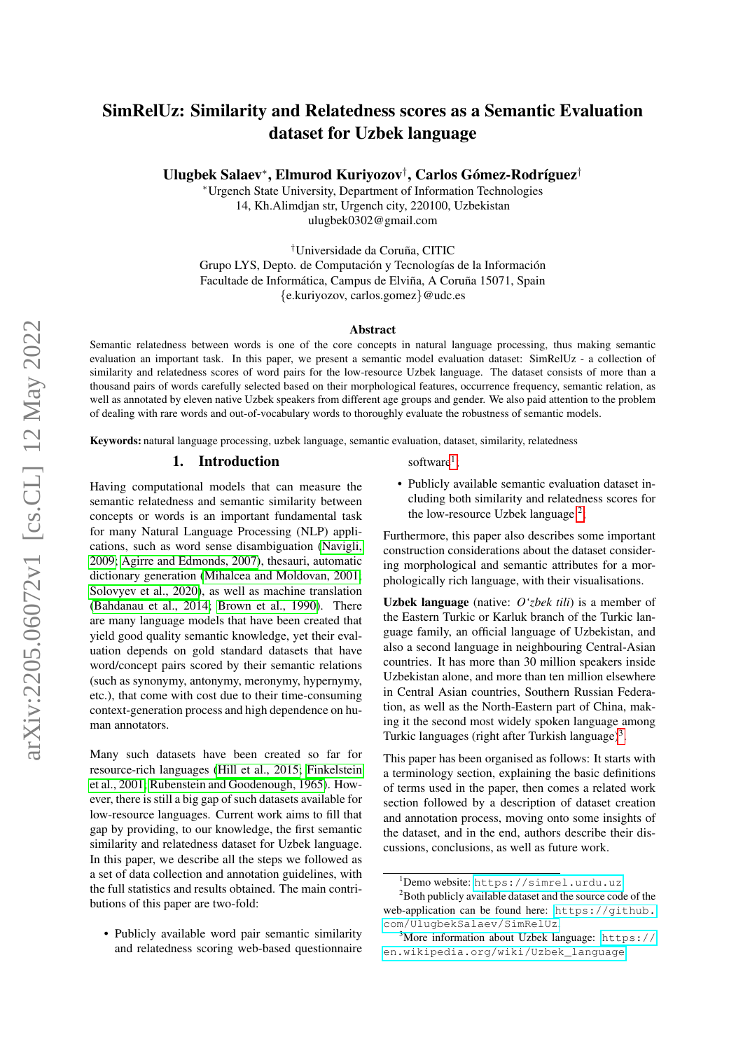# SimRelUz: Similarity and Relatedness scores as a Semantic Evaluation dataset for Uzbek language

**Ulugbek Salaev**[*], **Elmurod Kuriyozov**[†], **Carlos Gómez-Rodríguez**[†]

[*]Urgench State University, Department of Information Technologies
14, Kh.Alimdjan str, Urgench city, 220100, Uzbekistan
ulugbek0302@gmail.com

[†]Universidade da Coruña, CITIC
Grupo LYS, Depto. de Computación y Tecnologías de la Información
Facultade de Informática, Campus de Elviña, A Coruña 15071, Spain
{e.kuriyozov, carlos.gomez}@udc.es

### Abstract

Semantic relatedness between words is one of the core concepts in natural language processing, thus making semantic evaluation an important task. In this paper, we present a semantic model evaluation dataset: SimRelUz - a collection of similarity and relatedness scores of word pairs for the low-resource Uzbek language. The dataset consists of more than a thousand pairs of words carefully selected based on their morphological features, occurrence frequency, semantic relation, as well as annotated by eleven native Uzbek speakers from different age groups and gender. We also paid attention to the problem of dealing with rare words and out-of-vocabulary words to thoroughly evaluate the robustness of semantic models.

**Keywords:** natural language processing, uzbek language, semantic evaluation, dataset, similarity, relatedness

## 1. Introduction

Having computational models that can measure the semantic relatedness and semantic similarity between concepts or words is an important fundamental task for many Natural Language Processing (NLP) applications, such as word sense disambiguation (Navigli, 2009; Agirre and Edmonds, 2007), thesauri, automatic dictionary generation (Mihalcea and Moldovan, 2001; Solovyev et al., 2020), as well as machine translation (Bahdanau et al., 2014; Brown et al., 1990). There are many language models that have been created that yield good quality semantic knowledge, yet their evaluation depends on gold standard datasets that have word/concept pairs scored by their semantic relations (such as synonymy, antonymy, meronymy, hypernymy, etc.), that come with cost due to their time-consuming context-generation process and high dependence on human annotators.

Many such datasets have been created so far for resource-rich languages (Hill et al., 2015; Finkelstein et al., 2001; Rubenstein and Goodenough, 1965). However, there is still a big gap of such datasets available for low-resource languages. Current work aims to fill that gap by providing, to our knowledge, the first semantic similarity and relatedness dataset for Uzbek language. In this paper, we describe all the steps we followed as a set of data collection and annotation guidelines, with the full statistics and results obtained. The main contributions of this paper are two-fold:

- Publicly available word pair semantic similarity and relatedness scoring web-based questionnaire software[1].
- Publicly available semantic evaluation dataset including both similarity and relatedness scores for the low-resource Uzbek language[2].

Furthermore, this paper also describes some important construction considerations about the dataset considering morphological and semantic attributes for a morphologically rich language, with their visualisations.

**Uzbek language** (native: *O'zbek tili*) is a member of the Eastern Turkic or Karluk branch of the Turkic language family, an official language of Uzbekistan, and also a second language in neighbouring Central-Asian countries. It has more than 30 million speakers inside Uzbekistan alone, and more than ten million elsewhere in Central Asian countries, Southern Russian Federation, as well as the North-Eastern part of China, making it the second most widely spoken language among Turkic languages (right after Turkish language)[3].

This paper has been organised as follows: It starts with a terminology section, explaining the basic definitions of terms used in the paper, then comes a related work section followed by a description of dataset creation and annotation process, moving onto some insights of the dataset, and in the end, authors describe their discussions, conclusions, as well as future work.

---

[1]Demo website: https://simrel.urdu.uz

[2]Both publicly available dataset and the source code of the web-application can be found here: https://github.com/UlugbekSalaev/SimRelUz

[3]More information about Uzbek language: https://en.wikipedia.org/wiki/Uzbek_language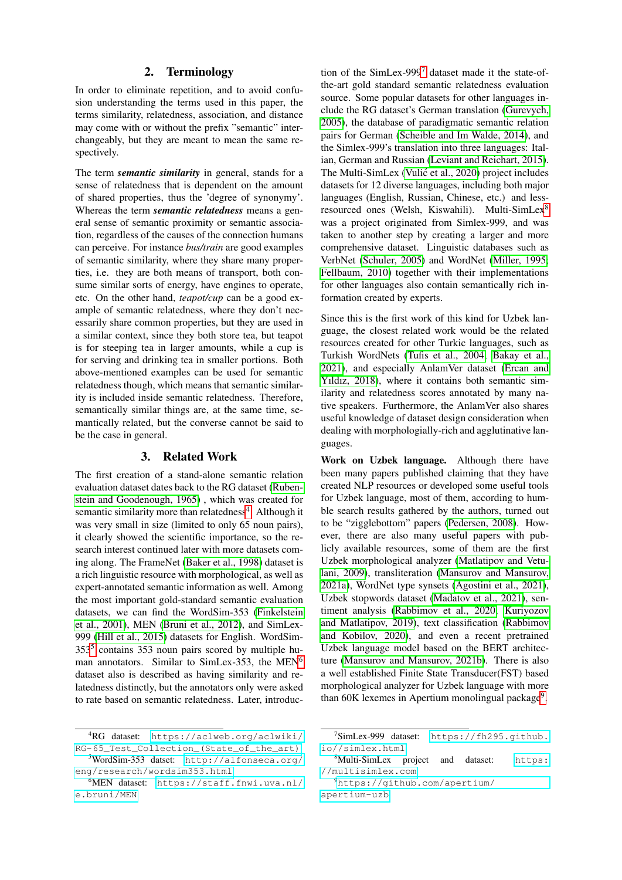## 2. Terminology

In order to eliminate repetition, and to avoid confusion understanding the terms used in this paper, the terms similarity, relatedness, association, and distance may come with or without the prefix "semantic" interchangeably, but they are meant to mean the same respectively.

The term ***semantic similarity*** in general, stands for a sense of relatedness that is dependent on the amount of shared properties, thus the 'degree of synonymy'. Whereas the term ***semantic relatedness*** means a general sense of semantic proximity or semantic association, regardless of the causes of the connection humans can perceive. For instance *bus/train* are good examples of semantic similarity, where they share many properties, i.e. they are both means of transport, both consume similar sorts of energy, have engines to operate, etc. On the other hand, *teapot/cup* can be a good example of semantic relatedness, where they don't necessarily share common properties, but they are used in a similar context, since they both store tea, but teapot is for steeping tea in larger amounts, while a cup is for serving and drinking tea in smaller portions. Both above-mentioned examples can be used for semantic relatedness though, which means that semantic similarity is included inside semantic relatedness. Therefore, semantically similar things are, at the same time, semantically related, but the converse cannot be said to be the case in general.

## 3. Related Work

The first creation of a stand-alone semantic relation evaluation dataset dates back to the RG dataset (Rubenstein and Goodenough, 1965) , which was created for semantic similarity more than relatedness[4]. Although it was very small in size (limited to only 65 noun pairs), it clearly showed the scientific importance, so the research interest continued later with more datasets coming along. The FrameNet (Baker et al., 1998) dataset is a rich linguistic resource with morphological, as well as expert-annotated semantic information as well. Among the most important gold-standard semantic evaluation datasets, we can find the WordSim-353 (Finkelstein et al., 2001), MEN (Bruni et al., 2012), and SimLex-999 (Hill et al., 2015) datasets for English. WordSim-353[5] contains 353 noun pairs scored by multiple human annotators. Similar to SimLex-353, the MEN[6] dataset also is described as having similarity and relatedness distinctly, but the annotators only were asked to rate based on semantic relatedness. Later, introduction of the SimLex-999[7] dataset made it the state-of-the-art gold standard semantic relatedness evaluation source. Some popular datasets for other languages include the RG dataset's German translation (Gurevych, 2005), the database of paradigmatic semantic relation pairs for German (Scheible and Im Walde, 2014), and the Simlex-999's translation into three languages: Italian, German and Russian (Leviant and Reichart, 2015). The Multi-SimLex (Vulić et al., 2020) project includes datasets for 12 diverse languages, including both major languages (English, Russian, Chinese, etc.) and less-resourced ones (Welsh, Kiswahili). Multi-SimLex[8] was a project originated from Simlex-999, and was taken to another step by creating a larger and more comprehensive dataset. Linguistic databases such as VerbNet (Schuler, 2005) and WordNet (Miller, 1995; Fellbaum, 2010) together with their implementations for other languages also contain semantically rich information created by experts.

Since this is the first work of this kind for Uzbek language, the closest related work would be the related resources created for other Turkic languages, such as Turkish WordNets (Tufis et al., 2004; Bakay et al., 2021), and especially AnlamVer dataset (Ercan and Yıldız, 2018), where it contains both semantic similarity and relatedness scores annotated by many native speakers. Furthermore, the AnlamVer also shares useful knowledge of dataset design consideration when dealing with morphologially-rich and agglutinative languages.

**Work on Uzbek language.** Although there have been many papers published claiming that they have created NLP resources or developed some useful tools for Uzbek language, most of them, according to humble search results gathered by the authors, turned out to be "zigglebottom" papers (Pedersen, 2008). However, there are also many useful papers with publicly available resources, some of them are the first Uzbek morphological analyzer (Matlatipov and Vetulani, 2009), transliteration (Mansurov and Mansurov, 2021a), WordNet type synsets (Agostini et al., 2021), Uzbek stopwords dataset (Madatov et al., 2021), sentiment analysis (Rabbimov et al., 2020; Kuriyozov and Matlatipov, 2019), text classification (Rabbimov and Kobilov, 2020), and even a recent pretrained Uzbek language model based on the BERT architecture (Mansurov and Mansurov, 2021b). There is also a well established Finite State Transducer(FST) based morphological analyzer for Uzbek language with more than 60K lexemes in Apertium monolingual package[9].

[4] RG dataset: https://aclweb.org/aclwiki/RG-65_Test_Collection_(State_of_the_art)

[5] WordSim-353 datset: http://alfonseca.org/eng/research/wordsim353.html

[6] MEN dataset: https://staff.fnwi.uva.nl/e.bruni/MEN

[7] SimLex-999 dataset: https://fh295.github.io//simlex.html

[8] Multi-SimLex project and dataset: https://multisimlex.com

[9] https://github.com/apertium/apertium-uzb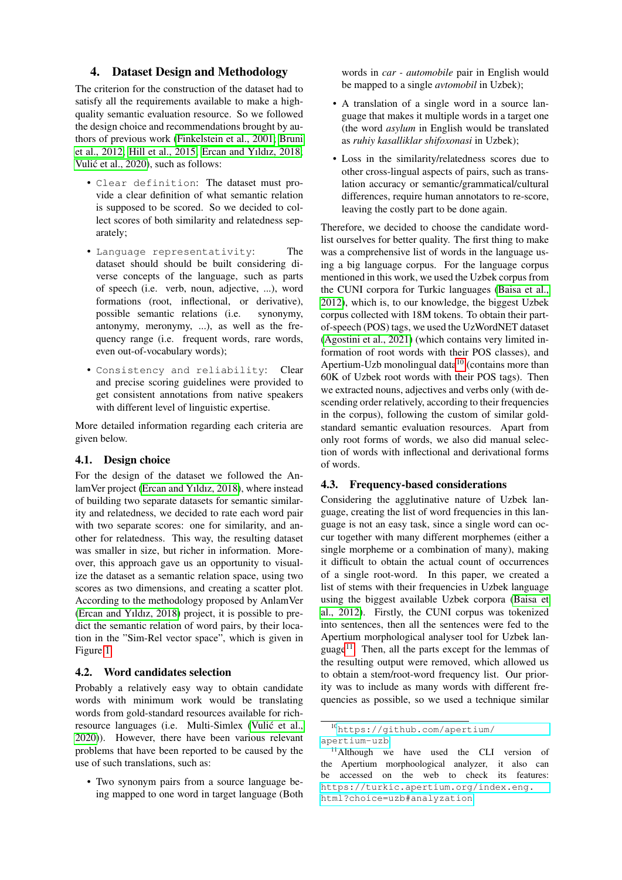## 4. Dataset Design and Methodology

The criterion for the construction of the dataset had to satisfy all the requirements available to make a high-quality semantic evaluation resource. So we followed the design choice and recommendations brought by authors of previous work (Finkelstein et al., 2001; Bruni et al., 2012; Hill et al., 2015; Ercan and Yıldız, 2018; Vulić et al., 2020), such as follows:

- `Clear definition`: The dataset must provide a clear definition of what semantic relation is supposed to be scored. So we decided to collect scores of both similarity and relatedness separately;
- `Language representativity`: The dataset should should be built considering diverse concepts of the language, such as parts of speech (i.e. verb, noun, adjective, ...), word formations (root, inflectional, or derivative), possible semantic relations (i.e. synonymy, antonymy, meronymy, ...), as well as the frequency range (i.e. frequent words, rare words, even out-of-vocabulary words);
- `Consistency and reliability`: Clear and precise scoring guidelines were provided to get consistent annotations from native speakers with different level of linguistic expertise.

More detailed information regarding each criteria are given below.

### 4.1. Design choice

For the design of the dataset we followed the AnlamVer project (Ercan and Yıldız, 2018), where instead of building two separate datasets for semantic similarity and relatedness, we decided to rate each word pair with two separate scores: one for similarity, and another for relatedness. This way, the resulting dataset was smaller in size, but richer in information. Moreover, this approach gave us an opportunity to visualize the dataset as a semantic relation space, using two scores as two dimensions, and creating a scatter plot. According to the methodology proposed by AnlamVer (Ercan and Yıldız, 2018) project, it is possible to predict the semantic relation of word pairs, by their location in the "Sim-Rel vector space", which is given in Figure 1.

### 4.2. Word candidates selection

Probably a relatively easy way to obtain candidate words with minimum work would be translating words from gold-standard resources available for rich-resource languages (i.e. Multi-Simlex (Vulić et al., 2020)). However, there have been various relevant problems that have been reported to be caused by the use of such translations, such as:

- Two synonym pairs from a source language being mapped to one word in target language (Both words in *car* - *automobile* pair in English would be mapped to a single *avtomobil* in Uzbek);
- A translation of a single word in a source language that makes it multiple words in a target one (the word *asylum* in English would be translated as *ruhiy kasalliklar shifoxonasi* in Uzbek);
- Loss in the similarity/relatedness scores due to other cross-lingual aspects of pairs, such as translation accuracy or semantic/grammatical/cultural differences, require human annotators to re-score, leaving the costly part to be done again.

Therefore, we decided to choose the candidate word-list ourselves for better quality. The first thing to make was a comprehensive list of words in the language using a big language corpus. For the language corpus mentioned in this work, we used the Uzbek corpus from the CUNI corpora for Turkic languages (Baisa et al., 2012), which is, to our knowledge, the biggest Uzbek corpus collected with 18M tokens. To obtain their part-of-speech (POS) tags, we used the UzWordNET dataset (Agostini et al., 2021) (which contains very limited information of root words with their POS classes), and Apertium-Uzb monolingual data[10] (contains more than 60K of Uzbek root words with their POS tags). Then we extracted nouns, adjectives and verbs only (with descending order relatively, according to their frequencies in the corpus), following the custom of similar gold-standard semantic evaluation resources. Apart from only root forms of words, we also did manual selection of words with inflectional and derivational forms of words.

### 4.3. Frequency-based considerations

Considering the agglutinative nature of Uzbek language, creating the list of word frequencies in this language is not an easy task, since a single word can occur together with many different morphemes (either a single morpheme or a combination of many), making it difficult to obtain the actual count of occurrences of a single root-word. In this paper, we created a list of stems with their frequencies in Uzbek language using the biggest available Uzbek corpora (Baisa et al., 2012). Firstly, the CUNI corpus was tokenized into sentences, then all the sentences were fed to the Apertium morphological analyser tool for Uzbek language[11]. Then, all the parts except for the lemmas of the resulting output were removed, which allowed us to obtain a stem/root-word frequency list. Our priority was to include as many words with different frequencies as possible, so we used a technique similar

[10] https://github.com/apertium/apertium-uzb

[11] Although we have used the CLI version of the Apertium morphoological analyzer, it also can be accessed on the web to check its features: https://turkic.apertium.org/index.eng.html?choice=uzb#analyzation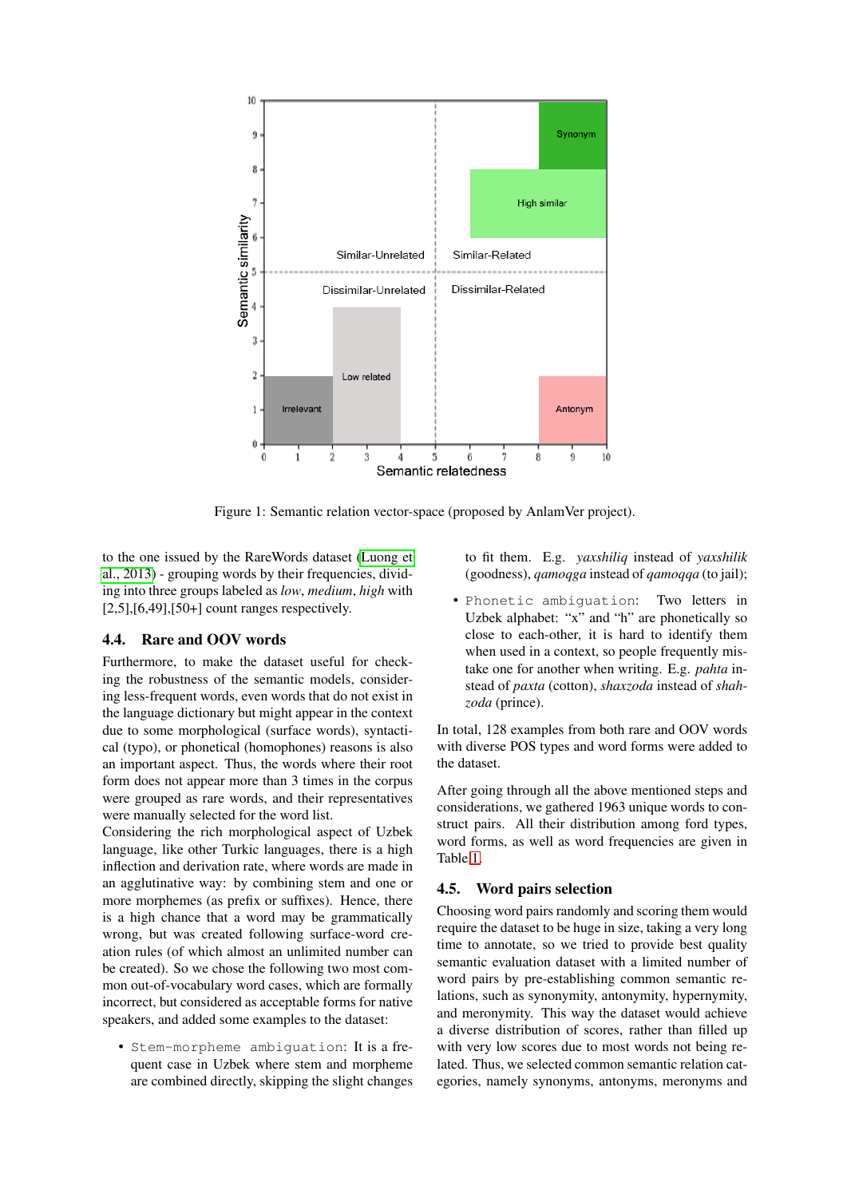Figure 1: Semantic relation vector-space (proposed by AnlamVer project).

to the one issued by the RareWords dataset (Luong et al., 2013) - grouping words by their frequencies, dividing into three groups labeled as *low*, *medium*, *high* with [2,5],[6,49],[50+] count ranges respectively.

### 4.4. Rare and OOV words

Furthermore, to make the dataset useful for checking the robustness of the semantic models, considering less-frequent words, even words that do not exist in the language dictionary but might appear in the context due to some morphological (surface words), syntactical (typo), or phonetical (homophones) reasons is also an important aspect. Thus, the words where their root form does not appear more than 3 times in the corpus were grouped as rare words, and their representatives were manually selected for the word list.

Considering the rich morphological aspect of Uzbek language, like other Turkic languages, there is a high inflection and derivation rate, where words are made in an agglutinative way: by combining stem and one or more morphemes (as prefix or suffixes). Hence, there is a high chance that a word may be grammatically wrong, but was created following surface-word creation rules (of which almost an unlimited number can be created). So we chose the following two most common out-of-vocabulary word cases, which are formally incorrect, but considered as acceptable forms for native speakers, and added some examples to the dataset:

- `Stem-morpheme ambiguation`: It is a frequent case in Uzbek where stem and morpheme are combined directly, skipping the slight changes to fit them. E.g. *yaxshiliq* instead of *yaxshilik* (goodness), *qamoqga* instead of *qamoqqa* (to jail);
- `Phonetic ambiguation`: Two letters in Uzbek alphabet: "x" and "h" are phonetically so close to each-other, it is hard to identify them when used in a context, so people frequently mistake one for another when writing. E.g. *pahta* instead of *paxta* (cotton), *shaxzoda* instead of *shahzoda* (prince).

In total, 128 examples from both rare and OOV words with diverse POS types and word forms were added to the dataset.

After going through all the above mentioned steps and considerations, we gathered 1963 unique words to construct pairs. All their distribution among ford types, word forms, as well as word frequencies are given in Table 1.

### 4.5. Word pairs selection

Choosing word pairs randomly and scoring them would require the dataset to be huge in size, taking a very long time to annotate, so we tried to provide best quality semantic evaluation dataset with a limited number of word pairs by pre-establishing common semantic relations, such as synonymity, antonymity, hypernymity, and meronymity. This way the dataset would achieve a diverse distribution of scores, rather than filled up with very low scores due to most words not being related. Thus, we selected common semantic relation categories, namely synonyms, antonyms, meronyms and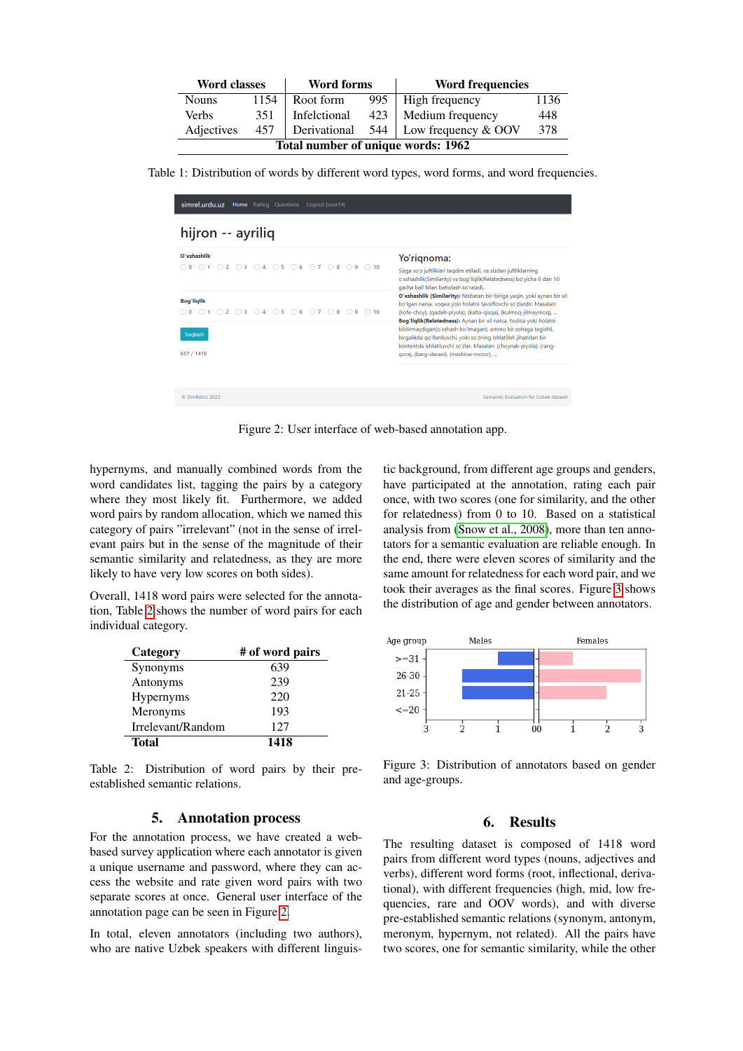| Word classes | | Word forms | | Word frequencies | |
|---|---|---|---|---|---|
| Nouns | 1154 | Root form | 995 | High frequency | 1136 |
| Verbs | 351 | Infelctional | 423 | Medium frequency | 448 |
| Adjectives | 457 | Derivational | 544 | Low frequency & OOV | 378 |
| **Total number of unique words: 1962** | | | | | |

Table 1: Distribution of words by different word types, word forms, and word frequencies.

Figure 2: User interface of web-based annotation app.

hypernyms, and manually combined words from the word candidates list, tagging the pairs by a category where they most likely fit. Furthermore, we added word pairs by random allocation, which we named this category of pairs "irrelevant" (not in the sense of irrelevant pairs but in the sense of the magnitude of their semantic similarity and relatedness, as they are more likely to have very low scores on both sides).

Overall, 1418 word pairs were selected for the annotation, Table 2 shows the number of word pairs for each individual category.

| Category | # of word pairs |
|---|---|
| Synonyms | 639 |
| Antonyms | 239 |
| Hypernyms | 220 |
| Meronyms | 193 |
| Irrelevant/Random | 127 |
| **Total** | **1418** |

Table 2: Distribution of word pairs by their pre-established semantic relations.

## 5. Annotation process

For the annotation process, we have created a web-based survey application where each annotator is given a unique username and password, where they can access the website and rate given word pairs with two separate scores at once. General user interface of the annotation page can be seen in Figure 2.

In total, eleven annotators (including two authors), who are native Uzbek speakers with different linguistic background, from different age groups and genders, have participated at the annotation, rating each pair once, with two scores (one for similarity, and the other for relatedness) from 0 to 10. Based on a statistical analysis from (Snow et al., 2008), more than ten annotators for a semantic evaluation are reliable enough. In the end, there were eleven scores of similarity and the same amount for relatedness for each word pair, and we took their averages as the final scores. Figure 3 shows the distribution of age and gender between annotators.

Figure 3: Distribution of annotators based on gender and age-groups.

## 6. Results

The resulting dataset is composed of 1418 word pairs from different word types (nouns, adjectives and verbs), different word forms (root, inflectional, derivational), with different frequencies (high, mid, low frequencies, rare and OOV words), and with diverse pre-established semantic relations (synonym, antonym, meronym, hypernym, not related). All the pairs have two scores, one for semantic similarity, while the other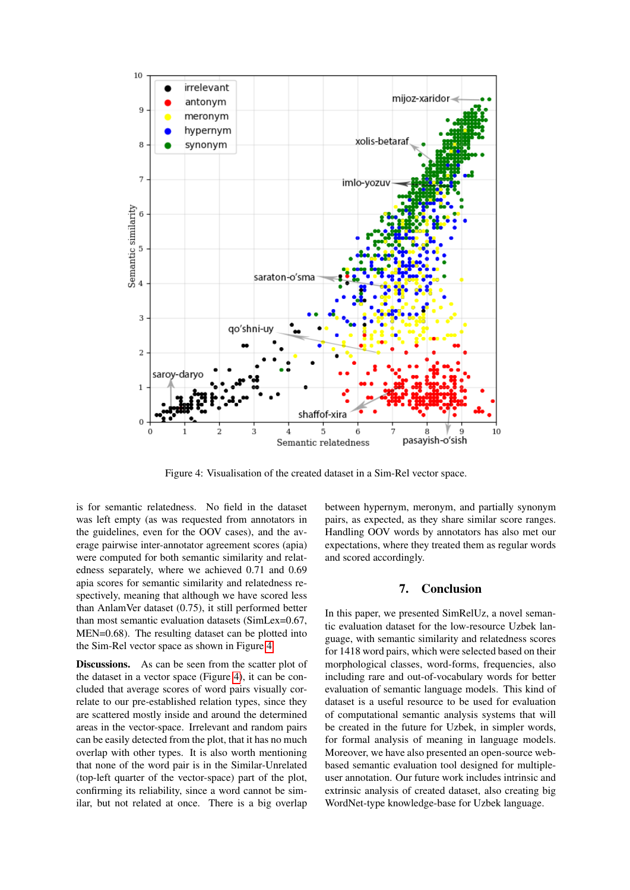Figure 4: Visualisation of the created dataset in a Sim-Rel vector space.

is for semantic relatedness. No field in the dataset was left empty (as was requested from annotators in the guidelines, even for the OOV cases), and the average pairwise inter-annotator agreement scores (apia) were computed for both semantic similarity and relatedness separately, where we achieved 0.71 and 0.69 apia scores for semantic similarity and relatedness respectively, meaning that although we have scored less than AnlamVer dataset (0.75), it still performed better than most semantic evaluation datasets (SimLex=0.67, MEN=0.68). The resulting dataset can be plotted into the Sim-Rel vector space as shown in Figure 4.

**Discussions.** As can be seen from the scatter plot of the dataset in a vector space (Figure 4), it can be concluded that average scores of word pairs visually correlate to our pre-established relation types, since they are scattered mostly inside and around the determined areas in the vector-space. Irrelevant and random pairs can be easily detected from the plot, that it has no much overlap with other types. It is also worth mentioning that none of the word pair is in the Similar-Unrelated (top-left quarter of the vector-space) part of the plot, confirming its reliability, since a word cannot be similar, but not related at once. There is a big overlap between hypernym, meronym, and partially synonym pairs, as expected, as they share similar score ranges. Handling OOV words by annotators has also met our expectations, where they treated them as regular words and scored accordingly.

## 7. Conclusion

In this paper, we presented SimRelUz, a novel semantic evaluation dataset for the low-resource Uzbek language, with semantic similarity and relatedness scores for 1418 word pairs, which were selected based on their morphological classes, word-forms, frequencies, also including rare and out-of-vocabulary words for better evaluation of semantic language models. This kind of dataset is a useful resource to be used for evaluation of computational semantic analysis systems that will be created in the future for Uzbek, in simpler words, for formal analysis of meaning in language models. Moreover, we have also presented an open-source web-based semantic evaluation tool designed for multiple-user annotation. Our future work includes intrinsic and extrinsic analysis of created dataset, also creating big WordNet-type knowledge-base for Uzbek language.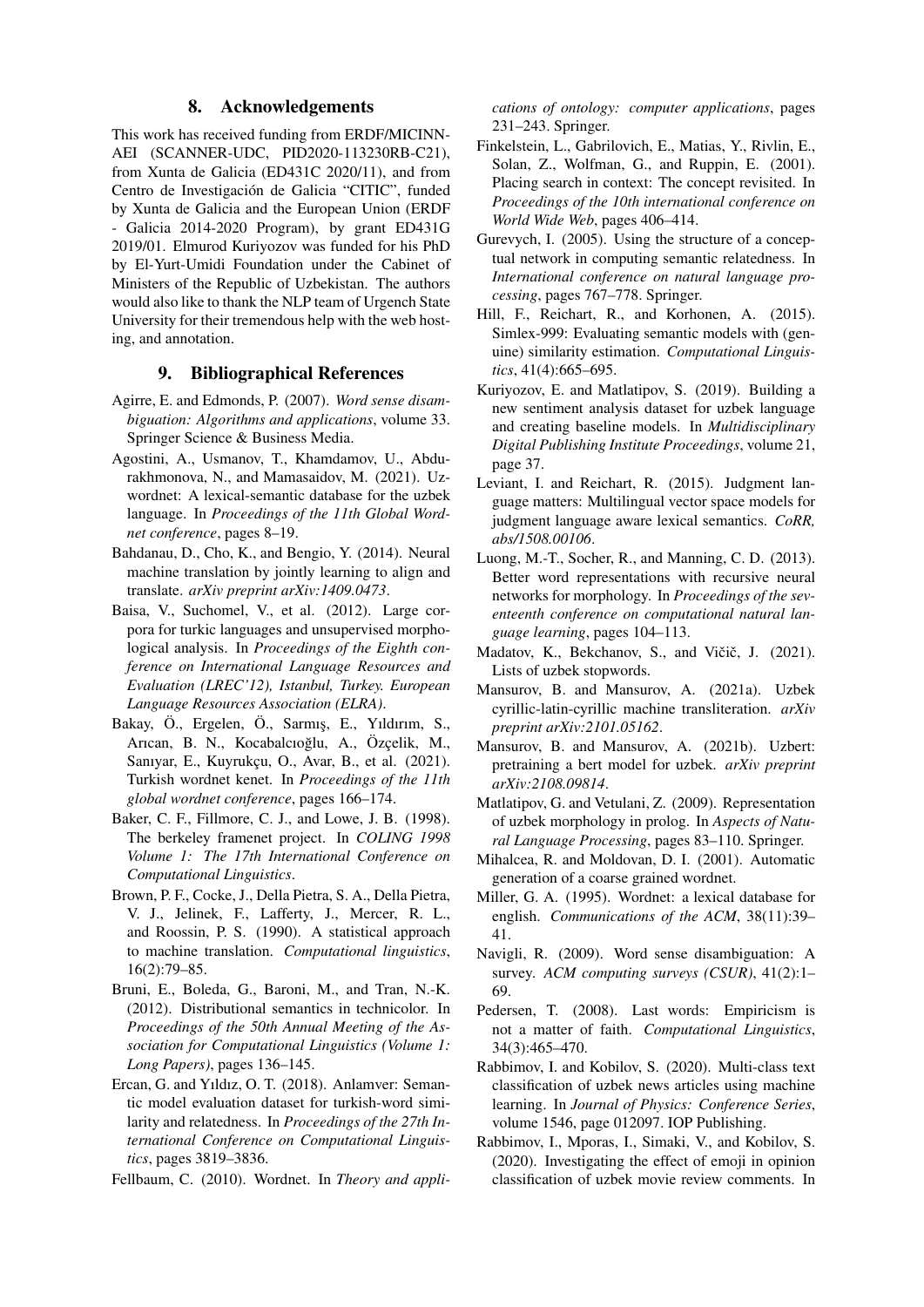## 8. Acknowledgements

This work has received funding from ERDF/MICINN-AEI (SCANNER-UDC, PID2020-113230RB-C21), from Xunta de Galicia (ED431C 2020/11), and from Centro de Investigación de Galicia "CITIC", funded by Xunta de Galicia and the European Union (ERDF - Galicia 2014-2020 Program), by grant ED431G 2019/01. Elmurod Kuriyozov was funded for his PhD by El-Yurt-Umidi Foundation under the Cabinet of Ministers of the Republic of Uzbekistan. The authors would also like to thank the NLP team of Urgench State University for their tremendous help with the web hosting, and annotation.

## 9. Bibliographical References

Agirre, E. and Edmonds, P. (2007). *Word sense disambiguation: Algorithms and applications*, volume 33. Springer Science & Business Media.

Agostini, A., Usmanov, T., Khamdamov, U., Abdurakhmonova, N., and Mamasaidov, M. (2021). Uzwordnet: A lexical-semantic database for the uzbek language. In *Proceedings of the 11th Global Wordnet conference*, pages 8–19.

Bahdanau, D., Cho, K., and Bengio, Y. (2014). Neural machine translation by jointly learning to align and translate. *arXiv preprint arXiv:1409.0473*.

Baisa, V., Suchomel, V., et al. (2012). Large corpora for turkic languages and unsupervised morphological analysis. In *Proceedings of the Eighth conference on International Language Resources and Evaluation (LREC'12), Istanbul, Turkey. European Language Resources Association (ELRA)*.

Bakay, Ö., Ergelen, Ö., Sarmış, E., Yıldırım, S., Arıcan, B. N., Kocabalcıoğlu, A., Özçelik, M., Sanıyar, E., Kuyrukçu, O., Avar, B., et al. (2021). Turkish wordnet kenet. In *Proceedings of the 11th global wordnet conference*, pages 166–174.

Baker, C. F., Fillmore, C. J., and Lowe, J. B. (1998). The berkeley framenet project. In *COLING 1998 Volume 1: The 17th International Conference on Computational Linguistics*.

Brown, P. F., Cocke, J., Della Pietra, S. A., Della Pietra, V. J., Jelinek, F., Lafferty, J., Mercer, R. L., and Roossin, P. S. (1990). A statistical approach to machine translation. *Computational linguistics*, 16(2):79–85.

Bruni, E., Boleda, G., Baroni, M., and Tran, N.-K. (2012). Distributional semantics in technicolor. In *Proceedings of the 50th Annual Meeting of the Association for Computational Linguistics (Volume 1: Long Papers)*, pages 136–145.

Ercan, G. and Yıldız, O. T. (2018). Anlamver: Semantic model evaluation dataset for turkish-word similarity and relatedness. In *Proceedings of the 27th International Conference on Computational Linguistics*, pages 3819–3836.

Fellbaum, C. (2010). Wordnet. In *Theory and applications of ontology: computer applications*, pages 231–243. Springer.

Finkelstein, L., Gabrilovich, E., Matias, Y., Rivlin, E., Solan, Z., Wolfman, G., and Ruppin, E. (2001). Placing search in context: The concept revisited. In *Proceedings of the 10th international conference on World Wide Web*, pages 406–414.

Gurevych, I. (2005). Using the structure of a conceptual network in computing semantic relatedness. In *International conference on natural language processing*, pages 767–778. Springer.

Hill, F., Reichart, R., and Korhonen, A. (2015). Simlex-999: Evaluating semantic models with (genuine) similarity estimation. *Computational Linguistics*, 41(4):665–695.

Kuriyozov, E. and Matlatipov, S. (2019). Building a new sentiment analysis dataset for uzbek language and creating baseline models. In *Multidisciplinary Digital Publishing Institute Proceedings*, volume 21, page 37.

Leviant, I. and Reichart, R. (2015). Judgment language matters: Multilingual vector space models for judgment language aware lexical semantics. *CoRR, abs/1508.00106*.

Luong, M.-T., Socher, R., and Manning, C. D. (2013). Better word representations with recursive neural networks for morphology. In *Proceedings of the seventeenth conference on computational natural language learning*, pages 104–113.

Madatov, K., Bekchanov, S., and Vičič, J. (2021). Lists of uzbek stopwords.

Mansurov, B. and Mansurov, A. (2021a). Uzbek cyrillic-latin-cyrillic machine transliteration. *arXiv preprint arXiv:2101.05162*.

Mansurov, B. and Mansurov, A. (2021b). Uzbert: pretraining a bert model for uzbek. *arXiv preprint arXiv:2108.09814*.

Matlatipov, G. and Vetulani, Z. (2009). Representation of uzbek morphology in prolog. In *Aspects of Natural Language Processing*, pages 83–110. Springer.

Mihalcea, R. and Moldovan, D. I. (2001). Automatic generation of a coarse grained wordnet.

Miller, G. A. (1995). Wordnet: a lexical database for english. *Communications of the ACM*, 38(11):39–41.

Navigli, R. (2009). Word sense disambiguation: A survey. *ACM computing surveys (CSUR)*, 41(2):1–69.

Pedersen, T. (2008). Last words: Empiricism is not a matter of faith. *Computational Linguistics*, 34(3):465–470.

Rabbimov, I. and Kobilov, S. (2020). Multi-class text classification of uzbek news articles using machine learning. In *Journal of Physics: Conference Series*, volume 1546, page 012097. IOP Publishing.

Rabbimov, I., Mporas, I., Simaki, V., and Kobilov, S. (2020). Investigating the effect of emoji in opinion classification of uzbek movie review comments. In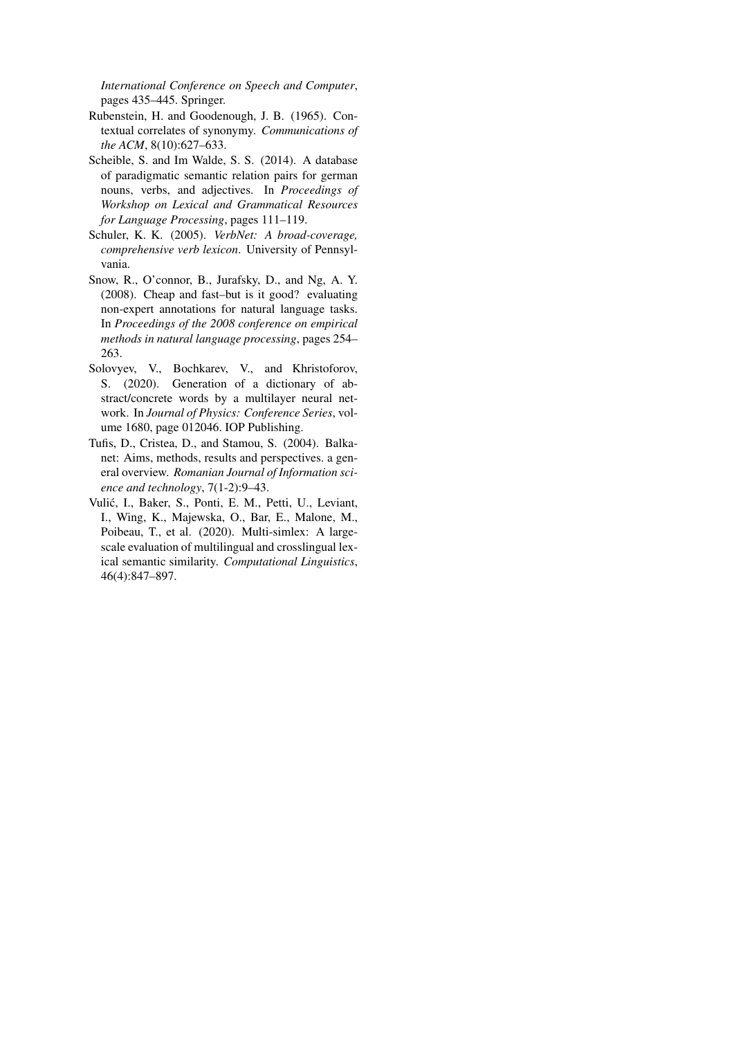*International Conference on Speech and Computer*, pages 435–445. Springer.

Rubenstein, H. and Goodenough, J. B. (1965). Contextual correlates of synonymy. *Communications of the ACM*, 8(10):627–633.

Scheible, S. and Im Walde, S. S. (2014). A database of paradigmatic semantic relation pairs for german nouns, verbs, and adjectives. In *Proceedings of Workshop on Lexical and Grammatical Resources for Language Processing*, pages 111–119.

Schuler, K. K. (2005). *VerbNet: A broad-coverage, comprehensive verb lexicon*. University of Pennsylvania.

Snow, R., O'connor, B., Jurafsky, D., and Ng, A. Y. (2008). Cheap and fast–but is it good? evaluating non-expert annotations for natural language tasks. In *Proceedings of the 2008 conference on empirical methods in natural language processing*, pages 254–263.

Solovyev, V., Bochkarev, V., and Khristoforov, S. (2020). Generation of a dictionary of abstract/concrete words by a multilayer neural network. In *Journal of Physics: Conference Series*, volume 1680, page 012046. IOP Publishing.

Tufis, D., Cristea, D., and Stamou, S. (2004). Balkanet: Aims, methods, results and perspectives. a general overview. *Romanian Journal of Information science and technology*, 7(1-2):9–43.

Vulić, I., Baker, S., Ponti, E. M., Petti, U., Leviant, I., Wing, K., Majewska, O., Bar, E., Malone, M., Poibeau, T., et al. (2020). Multi-simlex: A large-scale evaluation of multilingual and crosslingual lexical semantic similarity. *Computational Linguistics*, 46(4):847–897.